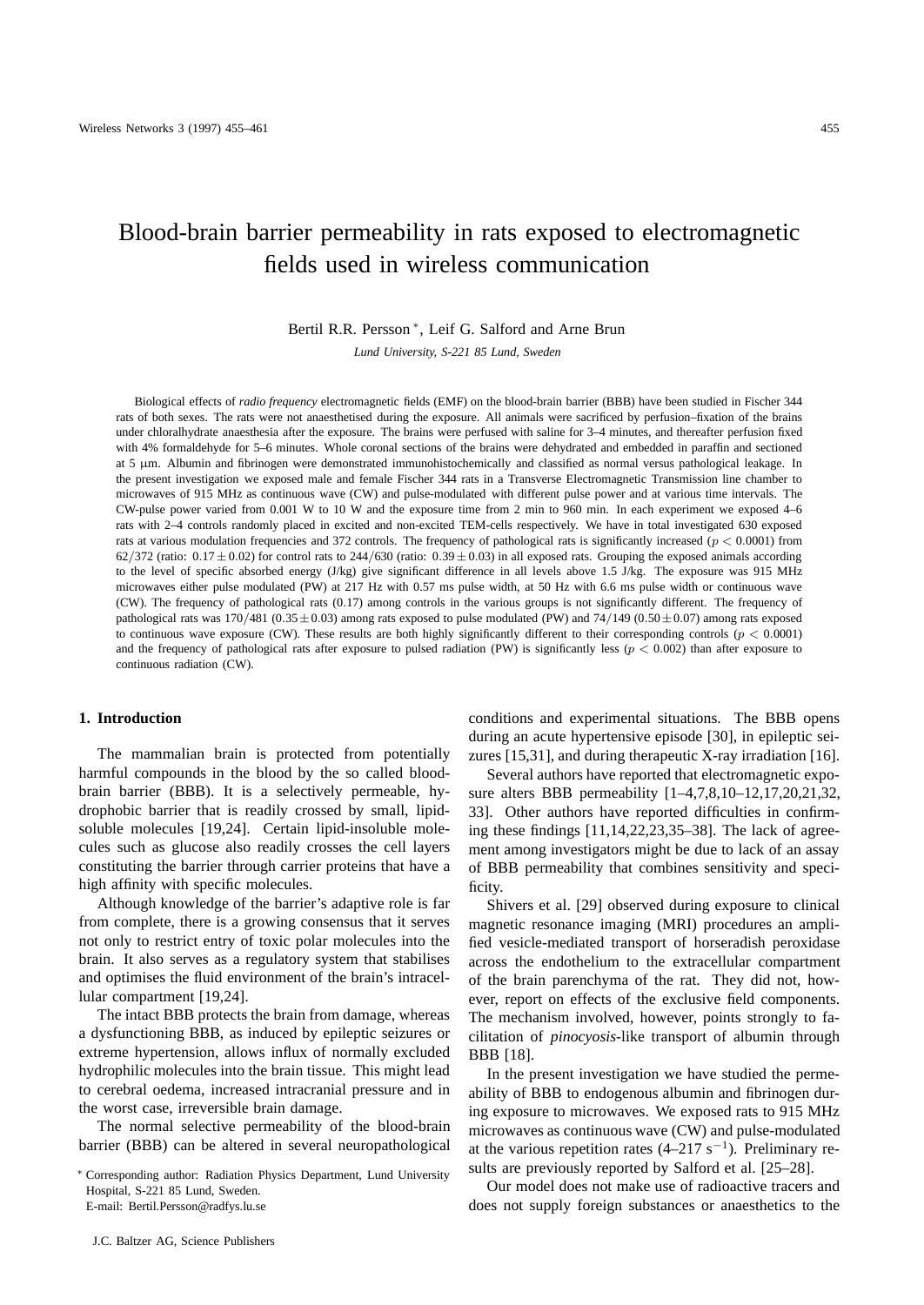# Blood-brain barrier permeability in rats exposed to electromagnetic fields used in wireless communication

Bertil R.R. Persson *, Leif G. Salford and Arne Brun

*Lund University, S-221 85 Lund, Sweden*

Biological effects of *radio frequency* electromagnetic fields (EMF) on the blood-brain barrier (BBB) have been studied in Fischer 344 rats of both sexes. The rats were not anaesthetised during the exposure. All animals were sacrificed by perfusion–fixation of the brains under chloralhydrate anaesthesia after the exposure. The brains were perfused with saline for 3–4 minutes, and thereafter perfusion fixed with 4% formaldehyde for 5–6 minutes. Whole coronal sections of the brains were dehydrated and embedded in paraffin and sectioned at 5 μm. Albumin and fibrinogen were demonstrated immunohistochemically and classified as normal versus pathological leakage. In the present investigation we exposed male and female Fischer 344 rats in a Transverse Electromagnetic Transmission line chamber to microwaves of 915 MHz as continuous wave (CW) and pulse-modulated with different pulse power and at various time intervals. The CW-pulse power varied from 0.001 W to 10 W and the exposure time from 2 min to 960 min. In each experiment we exposed 4–6 rats with 2–4 controls randomly placed in excited and non-excited TEM-cells respectively. We have in total investigated 630 exposed rats at various modulation frequencies and 372 controls. The frequency of pathological rats is significantly increased ($p < 0.0001$) from $62/372$ (ratio: $0.17 \pm 0.02$) for control rats to $244/630$ (ratio: $0.39 \pm 0.03$) in all exposed rats. Grouping the exposed animals according to the level of specific absorbed energy (J/kg) give significant difference in all levels above 1.5 J/kg. The exposure was 915 MHz microwaves either pulse modulated (PW) at 217 Hz with 0.57 ms pulse width, at 50 Hz with 6.6 ms pulse width or continuous wave (CW). The frequency of pathological rats (0.17) among controls in the various groups is not significantly different. The frequency of pathological rats was $170/481$ ($0.35 \pm 0.03$) among rats exposed to pulse modulated (PW) and $74/149$ ($0.50 \pm 0.07$) among rats exposed to continuous wave exposure (CW). These results are both highly significantly different to their corresponding controls ($p < 0.0001$) and the frequency of pathological rats after exposure to pulsed radiation (PW) is significantly less ($p < 0.002$) than after exposure to continuous radiation (CW).

## 1. Introduction

The mammalian brain is protected from potentially harmful compounds in the blood by the so called blood-brain barrier (BBB). It is a selectively permeable, hydrophobic barrier that is readily crossed by small, lipid-soluble molecules [19,24]. Certain lipid-insoluble molecules such as glucose also readily crosses the cell layers constituting the barrier through carrier proteins that have a high affinity with specific molecules.

Although knowledge of the barrier's adaptive role is far from complete, there is a growing consensus that it serves not only to restrict entry of toxic polar molecules into the brain. It also serves as a regulatory system that stabilises and optimises the fluid environment of the brain's intracellular compartment [19,24].

The intact BBB protects the brain from damage, whereas a dysfunctioning BBB, as induced by epileptic seizures or extreme hypertension, allows influx of normally excluded hydrophilic molecules into the brain tissue. This might lead to cerebral oedema, increased intracranial pressure and in the worst case, irreversible brain damage.

The normal selective permeability of the blood-brain barrier (BBB) can be altered in several neuropathological conditions and experimental situations. The BBB opens during an acute hypertensive episode [30], in epileptic seizures [15,31], and during therapeutic X-ray irradiation [16].

Several authors have reported that electromagnetic exposure alters BBB permeability [1–4,7,8,10–12,17,20,21,32,33]. Other authors have reported difficulties in confirming these findings [11,14,22,23,35–38]. The lack of agreement among investigators might be due to lack of an assay of BBB permeability that combines sensitivity and specificity.

Shivers et al. [29] observed during exposure to clinical magnetic resonance imaging (MRI) procedures an amplified vesicle-mediated transport of horseradish peroxidase across the endothelium to the extracellular compartment of the brain parenchyma of the rat. They did not, however, report on effects of the exclusive field components. The mechanism involved, however, points strongly to facilitation of *pinocyosis*-like transport of albumin through BBB [18].

In the present investigation we have studied the permeability of BBB to endogenous albumin and fibrinogen during exposure to microwaves. We exposed rats to 915 MHz microwaves as continuous wave (CW) and pulse-modulated at the various repetition rates (4–217 $s^{-1}$). Preliminary results are previously reported by Salford et al. [25–28].

Our model does not make use of radioactive tracers and does not supply foreign substances or anaesthetics to the

* Corresponding author: Radiation Physics Department, Lund University Hospital, S-221 85 Lund, Sweden.
E-mail: Bertil.Persson@radfys.lu.se

J.C. Baltzer AG, Science Publishers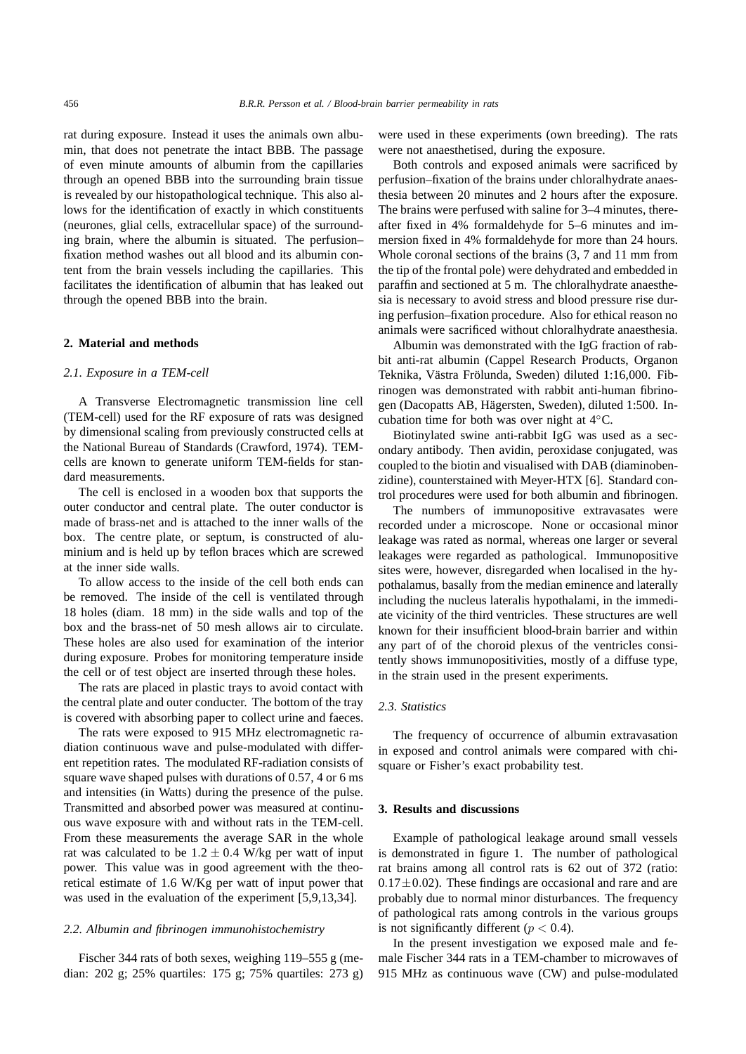rat during exposure. Instead it uses the animals own albumin, that does not penetrate the intact BBB. The passage of even minute amounts of albumin from the capillaries through an opened BBB into the surrounding brain tissue is revealed by our histopathological technique. This also allows for the identification of exactly in which constituents (neurones, glial cells, extracellular space) of the surrounding brain, where the albumin is situated. The perfusion–fixation method washes out all blood and its albumin content from the brain vessels including the capillaries. This facilitates the identification of albumin that has leaked out through the opened BBB into the brain.

## 2. Material and methods

### *2.1. Exposure in a TEM-cell*

A Transverse Electromagnetic transmission line cell (TEM-cell) used for the RF exposure of rats was designed by dimensional scaling from previously constructed cells at the National Bureau of Standards (Crawford, 1974). TEM-cells are known to generate uniform TEM-fields for standard measurements.

The cell is enclosed in a wooden box that supports the outer conductor and central plate. The outer conductor is made of brass-net and is attached to the inner walls of the box. The centre plate, or septum, is constructed of aluminium and is held up by teflon braces which are screwed at the inner side walls.

To allow access to the inside of the cell both ends can be removed. The inside of the cell is ventilated through 18 holes (diam. 18 mm) in the side walls and top of the box and the brass-net of 50 mesh allows air to circulate. These holes are also used for examination of the interior during exposure. Probes for monitoring temperature inside the cell or of test object are inserted through these holes.

The rats are placed in plastic trays to avoid contact with the central plate and outer conducter. The bottom of the tray is covered with absorbing paper to collect urine and faeces.

The rats were exposed to 915 MHz electromagnetic radiation continuous wave and pulse-modulated with different repetition rates. The modulated RF-radiation consists of square wave shaped pulses with durations of 0.57, 4 or 6 ms and intensities (in Watts) during the presence of the pulse. Transmitted and absorbed power was measured at continuous wave exposure with and without rats in the TEM-cell. From these measurements the average SAR in the whole rat was calculated to be $1.2 \pm 0.4$ W/kg per watt of input power. This value was in good agreement with the theoretical estimate of 1.6 W/Kg per watt of input power that was used in the evaluation of the experiment [5,9,13,34].

### *2.2. Albumin and fibrinogen immunohistochemistry*

Fischer 344 rats of both sexes, weighing 119–555 g (median: 202 g; 25% quartiles: 175 g; 75% quartiles: 273 g) were used in these experiments (own breeding). The rats were not anaesthetised, during the exposure.

Both controls and exposed animals were sacrificed by perfusion–fixation of the brains under chloralhydrate anaesthesia between 20 minutes and 2 hours after the exposure. The brains were perfused with saline for 3–4 minutes, thereafter fixed in 4% formaldehyde for 5–6 minutes and immersion fixed in 4% formaldehyde for more than 24 hours. Whole coronal sections of the brains (3, 7 and 11 mm from the tip of the frontal pole) were dehydrated and embedded in paraffin and sectioned at 5 m. The chloralhydrate anaesthesia is necessary to avoid stress and blood pressure rise during perfusion–fixation procedure. Also for ethical reason no animals were sacrificed without chloralhydrate anaesthesia.

Albumin was demonstrated with the IgG fraction of rabbit anti-rat albumin (Cappel Research Products, Organon Teknika, Västra Frölunda, Sweden) diluted 1:16,000. Fibrinogen was demonstrated with rabbit anti-human fibrinogen (Dacopatts AB, Hägersten, Sweden), diluted 1:500. Incubation time for both was over night at 4°C.

Biotinylated swine anti-rabbit IgG was used as a secondary antibody. Then avidin, peroxidase conjugated, was coupled to the biotin and visualised with DAB (diaminobenzidine), counterstained with Meyer-HTX [6]. Standard control procedures were used for both albumin and fibrinogen.

The numbers of immunopositive extravasates were recorded under a microscope. None or occasional minor leakage was rated as normal, whereas one larger or several leakages were regarded as pathological. Immunopositive sites were, however, disregarded when localised in the hypothalamus, basally from the median eminence and laterally including the nucleus lateralis hypothalami, in the immediate vicinity of the third ventricles. These structures are well known for their insufficient blood-brain barrier and within any part of of the choroid plexus of the ventricles consitently shows immunopositivities, mostly of a diffuse type, in the strain used in the present experiments.

### *2.3. Statistics*

The frequency of occurrence of albumin extravasation in exposed and control animals were compared with chi-square or Fisher's exact probability test.

## 3. Results and discussions

Example of pathological leakage around small vessels is demonstrated in figure 1. The number of pathological rat brains among all control rats is 62 out of 372 (ratio: $0.17 \pm 0.02$). These findings are occasional and rare and are probably due to normal minor disturbances. The frequency of pathological rats among controls in the various groups is not significantly different ($p < 0.4$).

In the present investigation we exposed male and female Fischer 344 rats in a TEM-chamber to microwaves of 915 MHz as continuous wave (CW) and pulse-modulated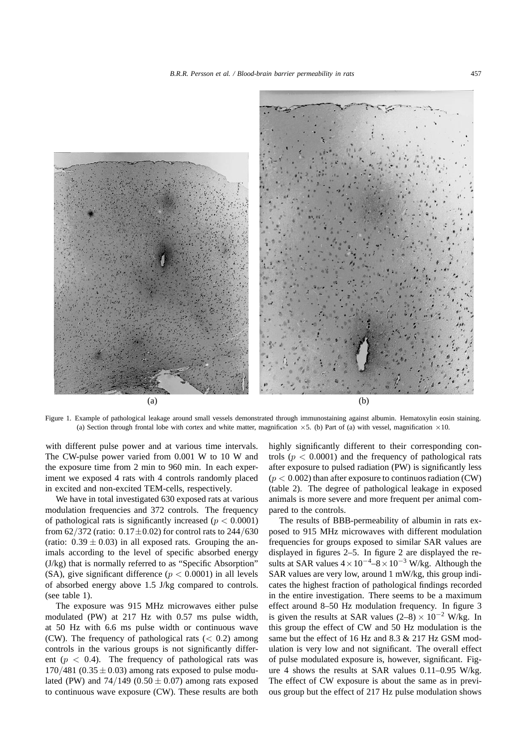Figure 1. Example of pathological leakage around small vessels demonstrated through immunostaining against albumin. Hematoxylin eosin staining. (a) Section through frontal lobe with cortex and white matter, magnification ×5. (b) Part of (a) with vessel, magnification ×10.

with different pulse power and at various time intervals. The CW-pulse power varied from 0.001 W to 10 W and the exposure time from 2 min to 960 min. In each experiment we exposed 4 rats with 4 controls randomly placed in excited and non-excited TEM-cells, respectively.

We have in total investigated 630 exposed rats at various modulation frequencies and 372 controls. The frequency of pathological rats is significantly increased ($p < 0.0001$) from 62/372 (ratio: $0.17 \pm 0.02$) for control rats to 244/630 (ratio: $0.39 \pm 0.03$) in all exposed rats. Grouping the animals according to the level of specific absorbed energy (J/kg) that is normally referred to as "Specific Absorption" (SA), give significant difference ($p < 0.0001$) in all levels of absorbed energy above 1.5 J/kg compared to controls. (see table 1).

The exposure was 915 MHz microwaves either pulse modulated (PW) at 217 Hz with 0.57 ms pulse width, at 50 Hz with 6.6 ms pulse width or continuous wave (CW). The frequency of pathological rats ($< 0.2$) among controls in the various groups is not significantly different ($p < 0.4$). The frequency of pathological rats was 170/481 ($0.35 \pm 0.03$) among rats exposed to pulse modulated (PW) and 74/149 ($0.50 \pm 0.07$) among rats exposed to continuous wave exposure (CW). These results are both highly significantly different to their corresponding controls ($p < 0.0001$) and the frequency of pathological rats after exposure to pulsed radiation (PW) is significantly less ($p < 0.002$) than after exposure to continuos radiation (CW) (table 2). The degree of pathological leakage in exposed animals is more severe and more frequent per animal compared to the controls.

The results of BBB-permeability of albumin in rats exposed to 915 MHz microwaves with different modulation frequencies for groups exposed to similar SAR values are displayed in figures 2–5. In figure 2 are displayed the results at SAR values $4 \times 10^{-4}$–$8 \times 10^{-3}$ W/kg. Although the SAR values are very low, around 1 mW/kg, this group indicates the highest fraction of pathological findings recorded in the entire investigation. There seems to be a maximum effect around 8–50 Hz modulation frequency. In figure 3 is given the results at SAR values $(2–8) \times 10^{-2}$ W/kg. In this group the effect of CW and 50 Hz modulation is the same but the effect of 16 Hz and 8.3 & 217 Hz GSM modulation is very low and not significant. The overall effect of pulse modulated exposure is, however, significant. Figure 4 shows the results at SAR values 0.11–0.95 W/kg. The effect of CW exposure is about the same as in previous group but the effect of 217 Hz pulse modulation shows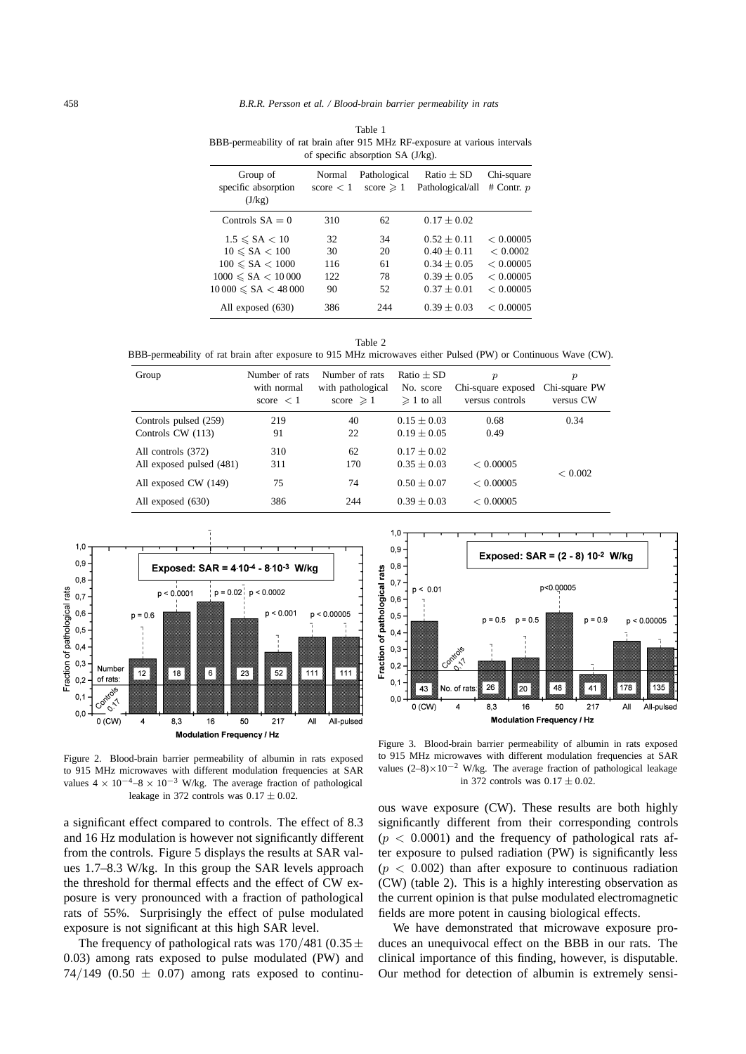Table 1
BBB-permeability of rat brain after 915 MHz RF-exposure at various intervals of specific absorption SA (J/kg).

| Group of specific absorption (J/kg) | Normal score $< 1$ | Pathological score $\geqslant 1$ | Ratio $\pm$ SD Pathological/all | Chi-square # Contr. $p$ |
|---|---|---|---|---|
| Controls SA $= 0$ | 310 | 62 | $0.17 \pm 0.02$ | |
| $1.5 \leqslant$ SA $< 10$ | 32 | 34 | $0.52 \pm 0.11$ | $< 0.00005$ |
| $10 \leqslant$ SA $< 100$ | 30 | 20 | $0.40 \pm 0.11$ | $< 0.0002$ |
| $100 \leqslant$ SA $< 1000$ | 116 | 61 | $0.34 \pm 0.05$ | $< 0.00005$ |
| $1000 \leqslant$ SA $< 10\,000$ | 122 | 78 | $0.39 \pm 0.05$ | $< 0.00005$ |
| $10\,000 \leqslant$ SA $< 48\,000$ | 90 | 52 | $0.37 \pm 0.01$ | $< 0.00005$ |
| All exposed (630) | 386 | 244 | $0.39 \pm 0.03$ | $< 0.00005$ |

Table 2
BBB-permeability of rat brain after exposure to 915 MHz microwaves either Pulsed (PW) or Continuous Wave (CW).

| Group | Number of rats with normal score $< 1$ | Number of rats with pathological score $\geqslant 1$ | Ratio $\pm$ SD No. score $\geqslant 1$ to all | $p$ Chi-square exposed versus controls | $p$ Chi-square PW versus CW |
|---|---|---|---|---|---|
| Controls pulsed (259) | 219 | 40 | $0.15 \pm 0.03$ | 0.68 | 0.34 |
| Controls CW (113) | 91 | 22 | $0.19 \pm 0.05$ | 0.49 | |
| All controls (372) | 310 | 62 | $0.17 \pm 0.02$ | | |
| All exposed pulsed (481) | 311 | 170 | $0.35 \pm 0.03$ | $< 0.00005$ | $< 0.002$ |
| All exposed CW (149) | 75 | 74 | $0.50 \pm 0.07$ | $< 0.00005$ | |
| All exposed (630) | 386 | 244 | $0.39 \pm 0.03$ | $< 0.00005$ | |

Figure 2. Blood-brain barrier permeability of albumin in rats exposed to 915 MHz microwaves with different modulation frequencies at SAR values $4 \times 10^{-4}$–$8 \times 10^{-3}$ W/kg. The average fraction of pathological leakage in 372 controls was $0.17 \pm 0.02$.

Figure 3. Blood-brain barrier permeability of albumin in rats exposed to 915 MHz microwaves with different modulation frequencies at SAR values $(2–8)\times10^{-2}$ W/kg. The average fraction of pathological leakage in 372 controls was $0.17 \pm 0.02$.

a significant effect compared to controls. The effect of 8.3 and 16 Hz modulation is however not significantly different from the controls. Figure 5 displays the results at SAR values 1.7–8.3 W/kg. In this group the SAR levels approach the threshold for thermal effects and the effect of CW exposure is very pronounced with a fraction of pathological rats of 55%. Surprisingly the effect of pulse modulated exposure is not significant at this high SAR level.

The frequency of pathological rats was $170/481$ ($0.35 \pm 0.03$) among rats exposed to pulse modulated (PW) and $74/149$ ($0.50 \pm 0.07$) among rats exposed to continuous wave exposure (CW). These results are both highly significantly different from their corresponding controls ($p < 0.0001$) and the frequency of pathological rats after exposure to pulsed radiation (PW) is significantly less ($p < 0.002$) than after exposure to continuous radiation (CW) (table 2). This is a highly interesting observation as the current opinion is that pulse modulated electromagnetic fields are more potent in causing biological effects.

We have demonstrated that microwave exposure produces an unequivocal effect on the BBB in our rats. The clinical importance of this finding, however, is disputable. Our method for detection of albumin is extremely sensi-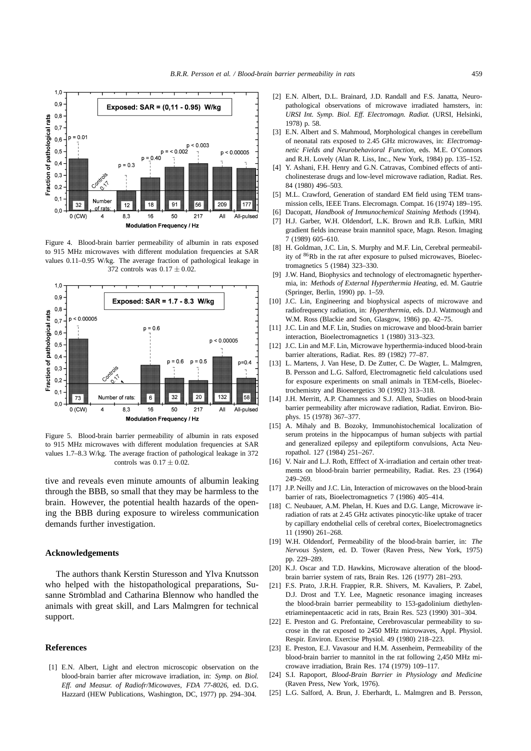Figure 4. Blood-brain barrier permeability of albumin in rats exposed to 915 MHz microwaves with different modulation frequencies at SAR values 0.11–0.95 W/kg. The average fraction of pathological leakage in 372 controls was $0.17 \pm 0.02$.

Figure 5. Blood-brain barrier permeability of albumin in rats exposed to 915 MHz microwaves with different modulation frequencies at SAR values 1.7–8.3 W/kg. The average fraction of pathological leakage in 372 controls was $0.17 \pm 0.02$.

tive and reveals even minute amounts of albumin leaking through the BBB, so small that they may be harmless to the brain. However, the potential health hazards of the opening the BBB during exposure to wireless communication demands further investigation.

## Acknowledgements

The authors thank Kerstin Sturesson and Ylva Knutsson who helped with the histopathological preparations, Susanne Strömblad and Catharina Blennow who handled the animals with great skill, and Lars Malmgren for technical support.

## References

[1] E.N. Albert, Light and electron microscopic observation on the blood-brain barrier after microwave irradiation, in: *Symp. on Biol. Eff. and Measur. of Radiofr/Micowaves, FDA 77-8026*, ed. D.G. Hazzard (HEW Publications, Washington, DC, 1977) pp. 294–304.

[2] E.N. Albert, D.L. Brainard, J.D. Randall and F.S. Janatta, Neuropathological observations of microwave irradiated hamsters, in: *URSI Int. Symp. Biol. Eff. Electromagn. Radiat.* (URSI, Helsinki, 1978) p. 58.

[3] E.N. Albert and S. Mahmoud, Morphological changes in cerebellum of neonatal rats exposed to 2.45 GHz microwaves, in: *Electromagnetic Fields and Neurobehavioral Function*, eds. M.E. O'Connors and R.H. Lovely (Alan R. Liss, Inc., New York, 1984) pp. 135–152.

[4] Y. Ashani, F.H. Henry and G.N. Catravas, Combined effects of anticholinesterase drugs and low-level microwave radiation, Radiat. Res. 84 (1980) 496–503.

[5] M.L. Crawford, Generation of standard EM field using TEM transmission cells, IEEE Trans. Elecromagn. Compat. 16 (1974) 189–195.

[6] Dacopatt, *Handbook of Immunochemical Staining Methods* (1994).

[7] H.J. Garber, W.H. Oldendorf, L.K. Brown and R.B. Lufkin, MRI gradient fields increase brain mannitol space, Magn. Reson. Imaging 7 (1989) 605–610.

[8] H. Goldman, J.C. Lin, S. Murphy and M.F. Lin, Cerebral permeability of $^{86}$Rb in the rat after exposure to pulsed microwaves, Bioelectromagnetics 5 (1984) 323–330.

[9] J.W. Hand, Biophysics and technology of electromagnetic hyperthermia, in: *Methods of External Hyperthermia Heating*, ed. M. Gautrie (Springer, Berlin, 1990) pp. 1–59.

[10] J.C. Lin, Engineering and biophysical aspects of microwave and radiofrequency radiation, in: *Hyperthermia*, eds. D.J. Watmough and W.M. Ross (Blackie and Son, Glasgow, 1986) pp. 42–75.

[11] J.C. Lin and M.F. Lin, Studies on microwave and blood-brain barrier interaction, Bioelectromagnetics 1 (1980) 313–323.

[12] J.C. Lin and M.F. Lin, Microwave hyperthermia-induced blood-brain barrier alterations, Radiat. Res. 89 (1982) 77–87.

[13] L. Martens, J. Van Hese, D. De Zutter, C. De Wagter, L. Malmgren, B. Persson and L.G. Salford, Electromagnetic field calculations used for exposure experiments on small animals in TEM-cells, Bioelectrochemistry and Bioenergetics 30 (1992) 313–318.

[14] J.H. Merritt, A.P. Chamness and S.J. Allen, Studies on blood-brain barrier permeability after microwave radiation, Radiat. Environ. Biophys. 15 (1978) 367–377.

[15] A. Mihaly and B. Bozoky, Immunohistochemical localization of serum proteins in the hippocampus of human subjects with partial and generalized epilepsy and epileptiform convulsions, Acta Neuropathol. 127 (1984) 251–267.

[16] V. Nair and L.J. Roth, Efffect of X-irradiation and certain other treatments on blood-brain barrier permeability, Radiat. Res. 23 (1964) 249–269.

[17] J.P. Neilly and J.C. Lin, Interaction of microwaves on the blood-brain barrier of rats, Bioelectromagnetics 7 (1986) 405–414.

[18] C. Neubauer, A.M. Phelan, H. Kues and D.G. Lange, Microwave irradiation of rats at 2.45 GHz activates pinocytic-like uptake of tracer by capillary endothelial cells of cerebral cortex, Bioelectromagnetics 11 (1990) 261–268.

[19] W.H. Oldendorf, Permeability of the blood-brain barrier, in: *The Nervous System*, ed. D. Tower (Raven Press, New York, 1975) pp. 229–289.

[20] K.J. Oscar and T.D. Hawkins, Microwave alteration of the blood-brain barrier system of rats, Brain Res. 126 (1977) 281–293.

[21] F.S. Prato, J.R.H. Frappier, R.R. Shivers, M. Kavaliers, P. Zabel, D.J. Drost and T.Y. Lee, Magnetic resonance imaging increases the blood-brain barrier permeability to 153-gadolinium diethylenetriaminepentaacetic acid in rats, Brain Res. 523 (1990) 301–304.

[22] E. Preston and G. Prefontaine, Cerebrovascular permeability to sucrose in the rat exposed to 2450 MHz microwaves, Appl. Physiol. Respir. Environ. Exercise Physiol. 49 (1980) 218–223.

[23] E. Preston, E.J. Vavasour and H.M. Assenheim, Permeability of the blood-brain barrier to mannitol in the rat following 2,450 MHz microwave irradiation, Brain Res. 174 (1979) 109–117.

[24] S.I. Rapoport, *Blood-Brain Barrier in Physiology and Medicine* (Raven Press, New York, 1976).

[25] L.G. Salford, A. Brun, J. Eberhardt, L. Malmgren and B. Persson,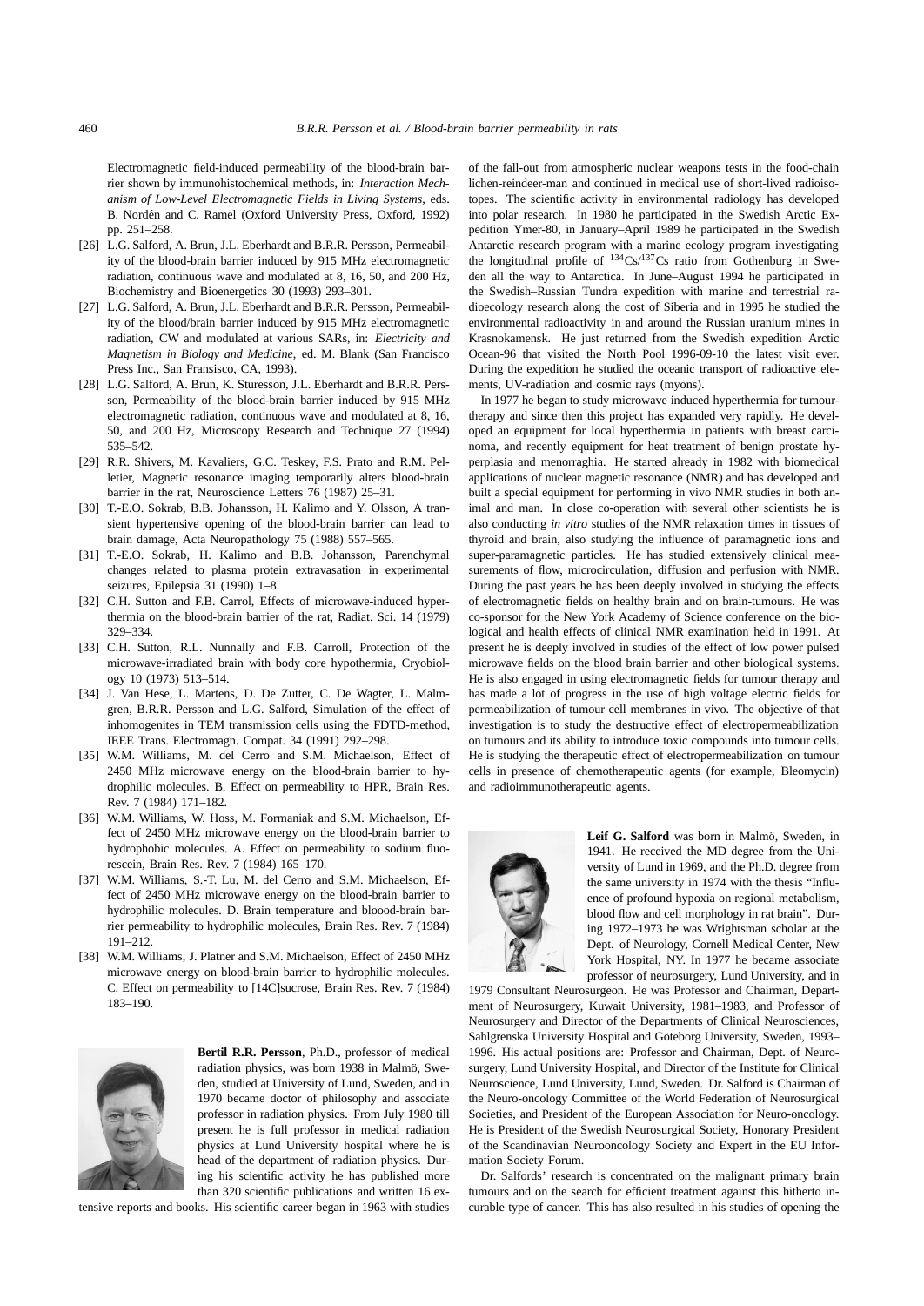Electromagnetic field-induced permeability of the blood-brain barrier shown by immunohistochemical methods, in: *Interaction Mechanism of Low-Level Electromagnetic Fields in Living Systems*, eds. B. Nordén and C. Ramel (Oxford University Press, Oxford, 1992) pp. 251–258.

[26] L.G. Salford, A. Brun, J.L. Eberhardt and B.R.R. Persson, Permeability of the blood-brain barrier induced by 915 MHz electromagnetic radiation, continuous wave and modulated at 8, 16, 50, and 200 Hz, Biochemistry and Bioenergetics 30 (1993) 293–301.

[27] L.G. Salford, A. Brun, J.L. Eberhardt and B.R.R. Persson, Permeability of the blood/brain barrier induced by 915 MHz electromagnetic radiation, CW and modulated at various SARs, in: *Electricity and Magnetism in Biology and Medicine*, ed. M. Blank (San Francisco Press Inc., San Fransisco, CA, 1993).

[28] L.G. Salford, A. Brun, K. Sturesson, J.L. Eberhardt and B.R.R. Persson, Permeability of the blood-brain barrier induced by 915 MHz electromagnetic radiation, continuous wave and modulated at 8, 16, 50, and 200 Hz, Microscopy Research and Technique 27 (1994) 535–542.

[29] R.R. Shivers, M. Kavaliers, G.C. Teskey, F.S. Prato and R.M. Pelletier, Magnetic resonance imaging temporarily alters blood-brain barrier in the rat, Neuroscience Letters 76 (1987) 25–31.

[30] T.-E.O. Sokrab, B.B. Johansson, H. Kalimo and Y. Olsson, A transient hypertensive opening of the blood-brain barrier can lead to brain damage, Acta Neuropathology 75 (1988) 557–565.

[31] T.-E.O. Sokrab, H. Kalimo and B.B. Johansson, Parenchymal changes related to plasma protein extravasation in experimental seizures, Epilepsia 31 (1990) 1–8.

[32] C.H. Sutton and F.B. Carrol, Effects of microwave-induced hyperthermia on the blood-brain barrier of the rat, Radiat. Sci. 14 (1979) 329–334.

[33] C.H. Sutton, R.L. Nunnally and F.B. Carroll, Protection of the microwave-irradiated brain with body core hypothermia, Cryobiology 10 (1973) 513–514.

[34] J. Van Hese, L. Martens, D. De Zutter, C. De Wagter, L. Malmgren, B.R.R. Persson and L.G. Salford, Simulation of the effect of inhomogenites in TEM transmission cells using the FDTD-method, IEEE Trans. Electromagn. Compat. 34 (1991) 292–298.

[35] W.M. Williams, M. del Cerro and S.M. Michaelson, Effect of 2450 MHz microwave energy on the blood-brain barrier to hydrophilic molecules. B. Effect on permeability to HPR, Brain Res. Rev. 7 (1984) 171–182.

[36] W.M. Williams, W. Hoss, M. Formaniak and S.M. Michaelson, Effect of 2450 MHz microwave energy on the blood-brain barrier to hydrophobic molecules. A. Effect on permeability to sodium fluorescein, Brain Res. Rev. 7 (1984) 165–170.

[37] W.M. Williams, S.-T. Lu, M. del Cerro and S.M. Michaelson, Effect of 2450 MHz microwave energy on the blood-brain barrier to hydrophilic molecules. D. Brain temperature and bloood-brain barrier permeability to hydrophilic molecules, Brain Res. Rev. 7 (1984) 191–212.

[38] W.M. Williams, J. Platner and S.M. Michaelson, Effect of 2450 MHz microwave energy on blood-brain barrier to hydrophilic molecules. C. Effect on permeability to [14C]sucrose, Brain Res. Rev. 7 (1984) 183–190.

**Bertil R.R. Persson**, Ph.D., professor of medical radiation physics, was born 1938 in Malmö, Sweden, studied at University of Lund, Sweden, and in 1970 became doctor of philosophy and associate professor in radiation physics. From July 1980 till present he is full professor in medical radiation physics at Lund University hospital where he is head of the department of radiation physics. During his scientific activity he has published more than 320 scientific publications and written 16 extensive reports and books. His scientific career began in 1963 with studies of the fall-out from atmospheric nuclear weapons tests in the food-chain lichen-reindeer-man and continued in medical use of short-lived radioisotopes. The scientific activity in environmental radiology has developed into polar research. In 1980 he participated in the Swedish Arctic Expedition Ymer-80, in January–April 1989 he participated in the Swedish Antarctic research program with a marine ecology program investigating the longitudinal profile of $^{134}Cs/^{137}Cs$ ratio from Gothenburg in Sweden all the way to Antarctica. In June–August 1994 he participated in the Swedish–Russian Tundra expedition with marine and terrestrial radioecology research along the cost of Siberia and in 1995 he studied the environmental radioactivity in and around the Russian uranium mines in Krasnokamensk. He just returned from the Swedish expedition Arctic Ocean-96 that visited the North Pool 1996-09-10 the latest visit ever. During the expedition he studied the oceanic transport of radioactive elements, UV-radiation and cosmic rays (myons).

In 1977 he began to study microwave induced hyperthermia for tumourtherapy and since then this project has expanded very rapidly. He developed an equipment for local hyperthermia in patients with breast carcinoma, and recently equipment for heat treatment of benign prostate hyperplasia and menorraghia. He started already in 1982 with biomedical applications of nuclear magnetic resonance (NMR) and has developed and built a special equipment for performing in vivo NMR studies in both animal and man. In close co-operation with several other scientists he is also conducting *in vitro* studies of the NMR relaxation times in tissues of thyroid and brain, also studying the influence of paramagnetic ions and super-paramagnetic particles. He has studied extensively clinical measurements of flow, microcirculation, diffusion and perfusion with NMR. During the past years he has been deeply involved in studying the effects of electromagnetic fields on healthy brain and on brain-tumours. He was co-sponsor for the New York Academy of Science conference on the biological and health effects of clinical NMR examination held in 1991. At present he is deeply involved in studies of the effect of low power pulsed microwave fields on the blood brain barrier and other biological systems. He is also engaged in using electromagnetic fields for tumour therapy and has made a lot of progress in the use of high voltage electric fields for permeabilization of tumour cell membranes in vivo. The objective of that investigation is to study the destructive effect of electropermeabilization on tumours and its ability to introduce toxic compounds into tumour cells. He is studying the therapeutic effect of electropermeabilization on tumour cells in presence of chemotherapeutic agents (for example, Bleomycin) and radioimmunotherapeutic agents.

**Leif G. Salford** was born in Malmö, Sweden, in 1941. He received the MD degree from the University of Lund in 1969, and the Ph.D. degree from the same university in 1974 with the thesis "Influence of profound hypoxia on regional metabolism, blood flow and cell morphology in rat brain". During 1972–1973 he was Wrightsman scholar at the Dept. of Neurology, Cornell Medical Center, New York Hospital, NY. In 1977 he became associate professor of neurosurgery, Lund University, and in 1979 Consultant Neurosurgeon. He was Professor and Chairman, Department of Neurosurgery, Kuwait University, 1981–1983, and Professor of Neurosurgery and Director of the Departments of Clinical Neurosciences, Sahlgrenska University Hospital and Göteborg University, Sweden, 1993–1996. His actual positions are: Professor and Chairman, Dept. of Neurosurgery, Lund University Hospital, and Director of the Institute for Clinical Neuroscience, Lund University, Lund, Sweden. Dr. Salford is Chairman of the Neuro-oncology Committee of the World Federation of Neurosurgical Societies, and President of the European Association for Neuro-oncology. He is President of the Swedish Neurosurgical Society, Honorary President of the Scandinavian Neurooncology Society and Expert in the EU Information Society Forum.

Dr. Salfords' research is concentrated on the malignant primary brain tumours and on the search for efficient treatment against this hitherto incurable type of cancer. This has also resulted in his studies of opening the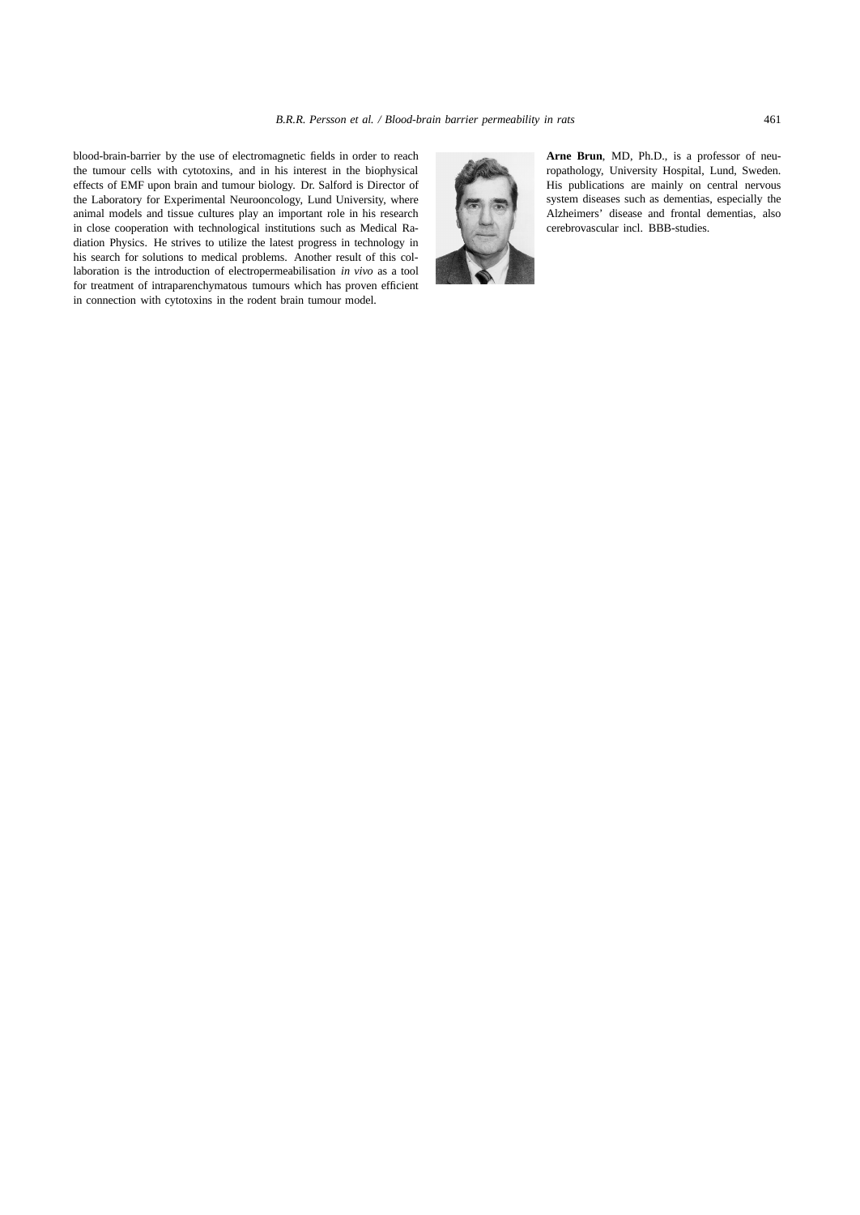blood-brain-barrier by the use of electromagnetic fields in order to reach the tumour cells with cytotoxins, and in his interest in the biophysical effects of EMF upon brain and tumour biology. Dr. Salford is Director of the Laboratory for Experimental Neurooncology, Lund University, where animal models and tissue cultures play an important role in his research in close cooperation with technological institutions such as Medical Radiation Physics. He strives to utilize the latest progress in technology in his search for solutions to medical problems. Another result of this collaboration is the introduction of electropermeabilisation *in vivo* as a tool for treatment of intraparenchymatous tumours which has proven efficient in connection with cytotoxins in the rodent brain tumour model.

**Arne Brun**, MD, Ph.D., is a professor of neuropathology, University Hospital, Lund, Sweden. His publications are mainly on central nervous system diseases such as dementias, especially the Alzheimers' disease and frontal dementias, also cerebrovascular incl. BBB-studies.